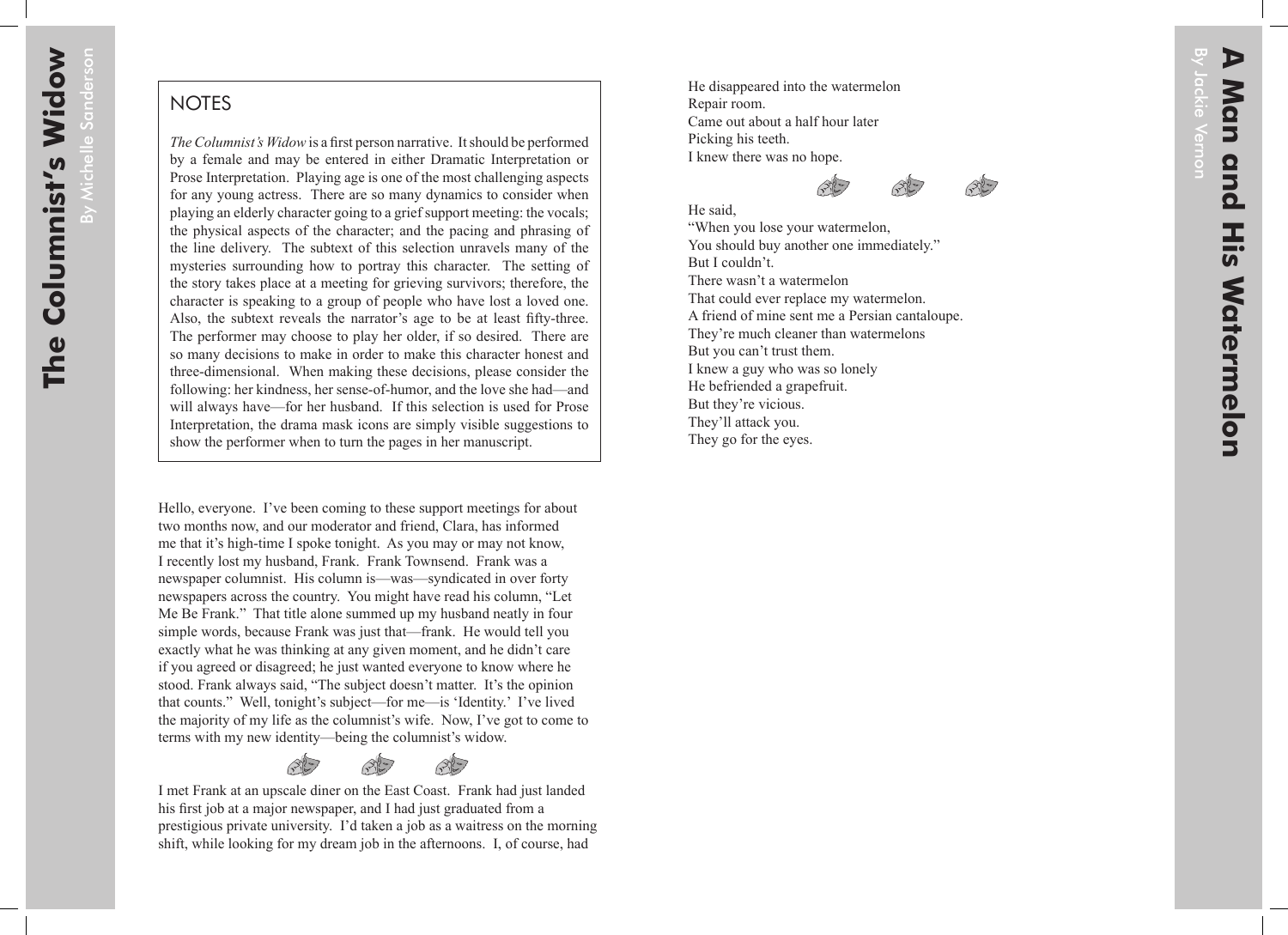# The Columnist's Widow

By Michelle Sanderson

## NOTES

*The Columnist's Widow* is a first person narrative. It should be performed by a female and may be entered in either Dramatic Interpretation or Prose Interpretation. Playing age is one of the most challenging aspects for any young actress. There are so many dynamics to consider when playing an elderly character going to a grief support meeting: the vocals; the physical aspects of the character; and the pacing and phrasing of the line delivery. The subtext of this selection unravels many of the mysteries surrounding how to portray this character. The setting of the story takes place at a meeting for grieving survivors; therefore, the character is speaking to a group of people who have lost a loved one. Also, the subtext reveals the narrator's age to be at least fifty-three. The performer may choose to play her older, if so desired. There are so many decisions to make in order to make this character honest and three-dimensional. When making these decisions, please consider the following: her kindness, her sense-of-humor, and the love she had—and will always have—for her husband. If this selection is used for Prose Interpretation, the drama mask icons are simply visible suggestions to show the performer when to turn the pages in her manuscript.

Hello, everyone. I've been coming to these support meetings for about two months now, and our moderator and friend, Clara, has informed me that it's high-time I spoke tonight. As you may or may not know, I recently lost my husband, Frank. Frank Townsend. Frank was a newspaper columnist. His column is—was—syndicated in over forty newspapers across the country. You might have read his column, "Let Me Be Frank." That title alone summed up my husband neatly in four simple words, because Frank was just that—frank. He would tell you exactly what he was thinking at any given moment, and he didn't care if you agreed or disagreed; he just wanted everyone to know where he stood. Frank always said, "The subject doesn't matter. It's the opinion that counts." Well, tonight's subject—for me—is 'Identity.' I've lived the majority of my life as the columnist's wife. Now, I've got to come to terms with my new identity—being the columnist's widow.

I met Frank at an upscale diner on the East Coast. Frank had just landed his first job at a major newspaper, and I had just graduated from a prestigious private university. I'd taken a job as a waitress on the morning shift, while looking for my dream job in the afternoons. I, of course, had

# A Man and His Watermelon

By Jackie Vernon

He disappeared into the watermelon
Repair room.
Came out about a half hour later
Picking his teeth.
I knew there was no hope.

He said,
"When you lose your watermelon,
You should buy another one immediately."
But I couldn't.
There wasn't a watermelon
That could ever replace my watermelon.
A friend of mine sent me a Persian cantaloupe.
They're much cleaner than watermelons
But you can't trust them.
I knew a guy who was so lonely
He befriended a grapefruit.
But they're vicious.
They'll attack you.
They go for the eyes.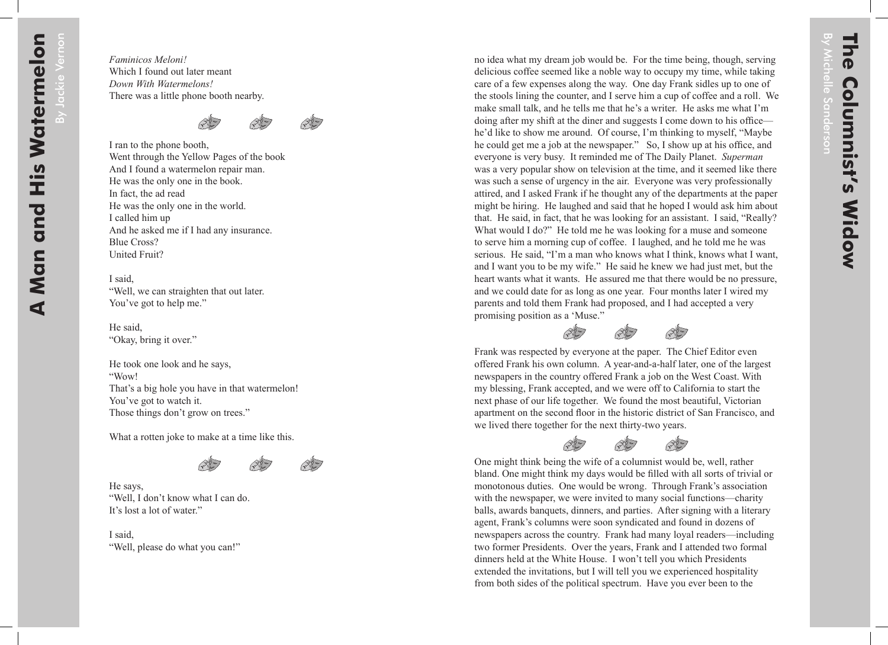*Faminicos Meloni!*
Which I found out later meant
*Down With Watermelons!*
There was a little phone booth nearby.

I ran to the phone booth,
Went through the Yellow Pages of the book
And I found a watermelon repair man.
He was the only one in the book.
In fact, the ad read
He was the only one in the world.
I called him up
And he asked me if I had any insurance.
Blue Cross?
United Fruit?

I said,
"Well, we can straighten that out later.
You've got to help me."

He said,
"Okay, bring it over."

He took one look and he says,
"Wow!
That's a big hole you have in that watermelon!
You've got to watch it.
Those things don't grow on trees."

What a rotten joke to make at a time like this.

He says,
"Well, I don't know what I can do.
It's lost a lot of water."

I said,
"Well, please do what you can!"

no idea what my dream job would be. For the time being, though, serving delicious coffee seemed like a noble way to occupy my time, while taking care of a few expenses along the way. One day Frank sidles up to one of the stools lining the counter, and I serve him a cup of coffee and a roll. We make small talk, and he tells me that he's a writer. He asks me what I'm doing after my shift at the diner and suggests I come down to his office—he'd like to show me around. Of course, I'm thinking to myself, "Maybe he could get me a job at the newspaper." So, I show up at his office, and everyone is very busy. It reminded me of The Daily Planet. *Superman* was a very popular show on television at the time, and it seemed like there was such a sense of urgency in the air. Everyone was very professionally attired, and I asked Frank if he thought any of the departments at the paper might be hiring. He laughed and said that he hoped I would ask him about that. He said, in fact, that he was looking for an assistant. I said, "Really? What would I do?" He told me he was looking for a muse and someone to serve him a morning cup of coffee. I laughed, and he told me he was serious. He said, "I'm a man who knows what I think, knows what I want, and I want you to be my wife." He said he knew we had just met, but the heart wants what it wants. He assured me that there would be no pressure, and we could date for as long as one year. Four months later I wired my parents and told them Frank had proposed, and I had accepted a very promising position as a 'Muse."

Frank was respected by everyone at the paper. The Chief Editor even offered Frank his own column. A year-and-a-half later, one of the largest newspapers in the country offered Frank a job on the West Coast. With my blessing, Frank accepted, and we were off to California to start the next phase of our life together. We found the most beautiful, Victorian apartment on the second floor in the historic district of San Francisco, and we lived there together for the next thirty-two years.

One might think being the wife of a columnist would be, well, rather bland. One might think my days would be filled with all sorts of trivial or monotonous duties. One would be wrong. Through Frank's association with the newspaper, we were invited to many social functions—charity balls, awards banquets, dinners, and parties. After signing with a literary agent, Frank's columns were soon syndicated and found in dozens of newspapers across the country. Frank had many loyal readers—including two former Presidents. Over the years, Frank and I attended two formal dinners held at the White House. I won't tell you which Presidents extended the invitations, but I will tell you we experienced hospitality from both sides of the political spectrum. Have you ever been to the